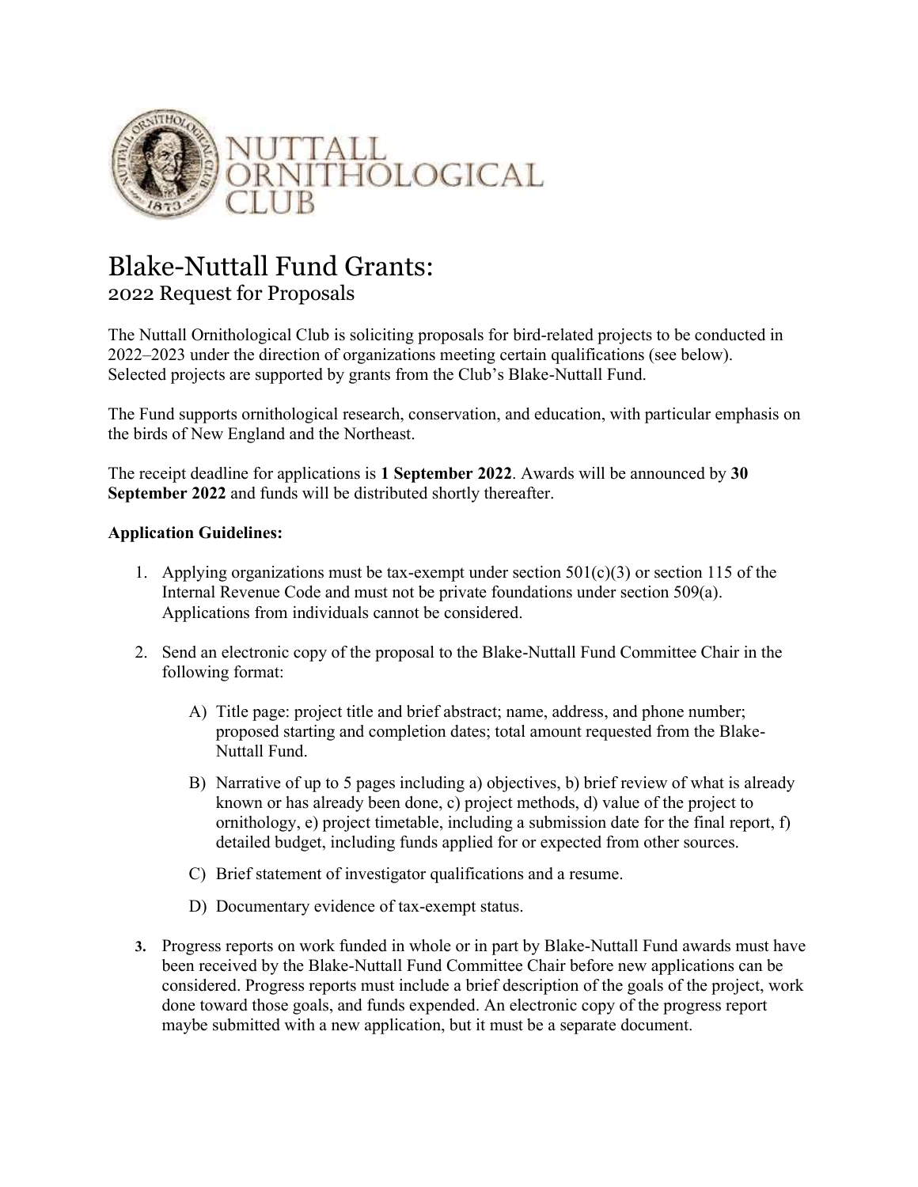NUTTALL ORNITHOLOGICAL CLUB

# Blake-Nuttall Fund Grants:

## 2022 Request for Proposals

The Nuttall Ornithological Club is soliciting proposals for bird-related projects to be conducted in 2022–2023 under the direction of organizations meeting certain qualifications (see below). Selected projects are supported by grants from the Club's Blake-Nuttall Fund.

The Fund supports ornithological research, conservation, and education, with particular emphasis on the birds of New England and the Northeast.

The receipt deadline for applications is **1 September 2022**. Awards will be announced by **30 September 2022** and funds will be distributed shortly thereafter.

**Application Guidelines:**

1. Applying organizations must be tax-exempt under section 501(c)(3) or section 115 of the Internal Revenue Code and must not be private foundations under section 509(a). Applications from individuals cannot be considered.

2. Send an electronic copy of the proposal to the Blake-Nuttall Fund Committee Chair in the following format:

   A) Title page: project title and brief abstract; name, address, and phone number; proposed starting and completion dates; total amount requested from the Blake-Nuttall Fund.

   B) Narrative of up to 5 pages including a) objectives, b) brief review of what is already known or has already been done, c) project methods, d) value of the project to ornithology, e) project timetable, including a submission date for the final report, f) detailed budget, including funds applied for or expected from other sources.

   C) Brief statement of investigator qualifications and a resume.

   D) Documentary evidence of tax-exempt status.

3. Progress reports on work funded in whole or in part by Blake-Nuttall Fund awards must have been received by the Blake-Nuttall Fund Committee Chair before new applications can be considered. Progress reports must include a brief description of the goals of the project, work done toward those goals, and funds expended. An electronic copy of the progress report maybe submitted with a new application, but it must be a separate document.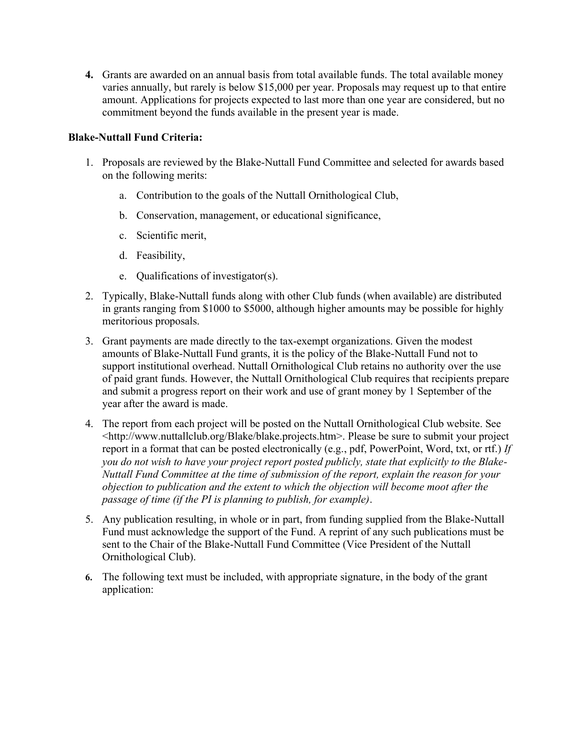4. Grants are awarded on an annual basis from total available funds. The total available money varies annually, but rarely is below $15,000 per year. Proposals may request up to that entire amount. Applications for projects expected to last more than one year are considered, but no commitment beyond the funds available in the present year is made.

**Blake-Nuttall Fund Criteria:**

1. Proposals are reviewed by the Blake-Nuttall Fund Committee and selected for awards based on the following merits:
    a. Contribution to the goals of the Nuttall Ornithological Club,
    b. Conservation, management, or educational significance,
    c. Scientific merit,
    d. Feasibility,
    e. Qualifications of investigator(s).
2. Typically, Blake-Nuttall funds along with other Club funds (when available) are distributed in grants ranging from $1000 to $5000, although higher amounts may be possible for highly meritorious proposals.
3. Grant payments are made directly to the tax-exempt organizations. Given the modest amounts of Blake-Nuttall Fund grants, it is the policy of the Blake-Nuttall Fund not to support institutional overhead. Nuttall Ornithological Club retains no authority over the use of paid grant funds. However, the Nuttall Ornithological Club requires that recipients prepare and submit a progress report on their work and use of grant money by 1 September of the year after the award is made.
4. The report from each project will be posted on the Nuttall Ornithological Club website. See <http://www.nuttallclub.org/Blake/blake.projects.htm>. Please be sure to submit your project report in a format that can be posted electronically (e.g., pdf, PowerPoint, Word, txt, or rtf.) *If you do not wish to have your project report posted publicly, state that explicitly to the Blake-Nuttall Fund Committee at the time of submission of the report, explain the reason for your objection to publication and the extent to which the objection will become moot after the passage of time (if the PI is planning to publish, for example)*.
5. Any publication resulting, in whole or in part, from funding supplied from the Blake-Nuttall Fund must acknowledge the support of the Fund. A reprint of any such publications must be sent to the Chair of the Blake-Nuttall Fund Committee (Vice President of the Nuttall Ornithological Club).
6. The following text must be included, with appropriate signature, in the body of the grant application: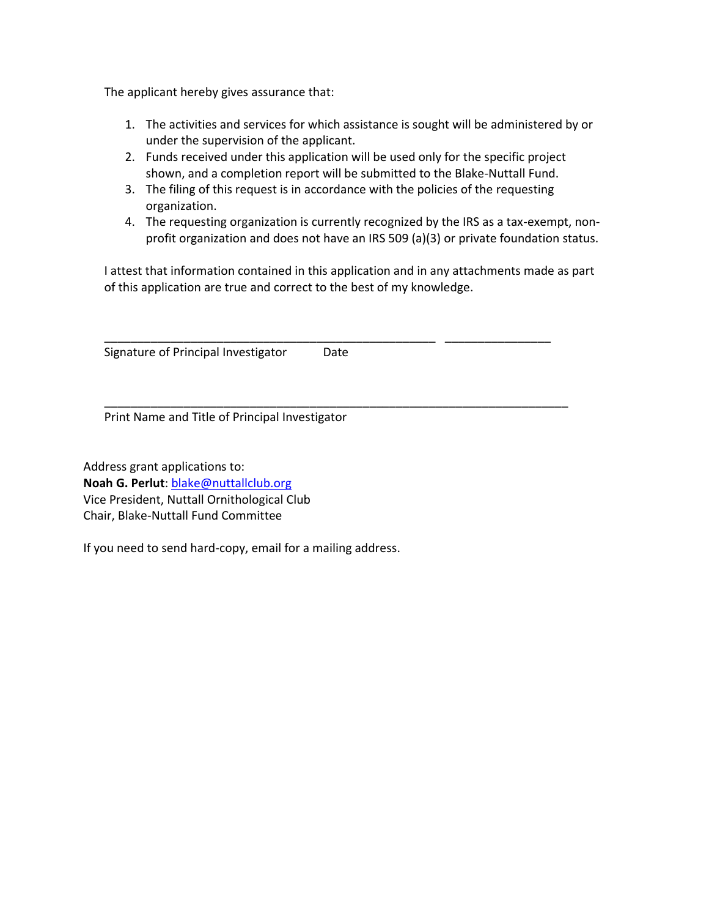The applicant hereby gives assurance that:

1. The activities and services for which assistance is sought will be administered by or under the supervision of the applicant.
2. Funds received under this application will be used only for the specific project shown, and a completion report will be submitted to the Blake-Nuttall Fund.
3. The filing of this request is in accordance with the policies of the requesting organization.
4. The requesting organization is currently recognized by the IRS as a tax-exempt, non-profit organization and does not have an IRS 509 (a)(3) or private foundation status.

I attest that information contained in this application and in any attachments made as part of this application are true and correct to the best of my knowledge.

___________________________________________________ ________________

Signature of Principal Investigator Date

________________________________________________________________________

Print Name and Title of Principal Investigator

Address grant applications to:
**Noah G. Perlut**: blake@nuttallclub.org
Vice President, Nuttall Ornithological Club
Chair, Blake-Nuttall Fund Committee

If you need to send hard-copy, email for a mailing address.